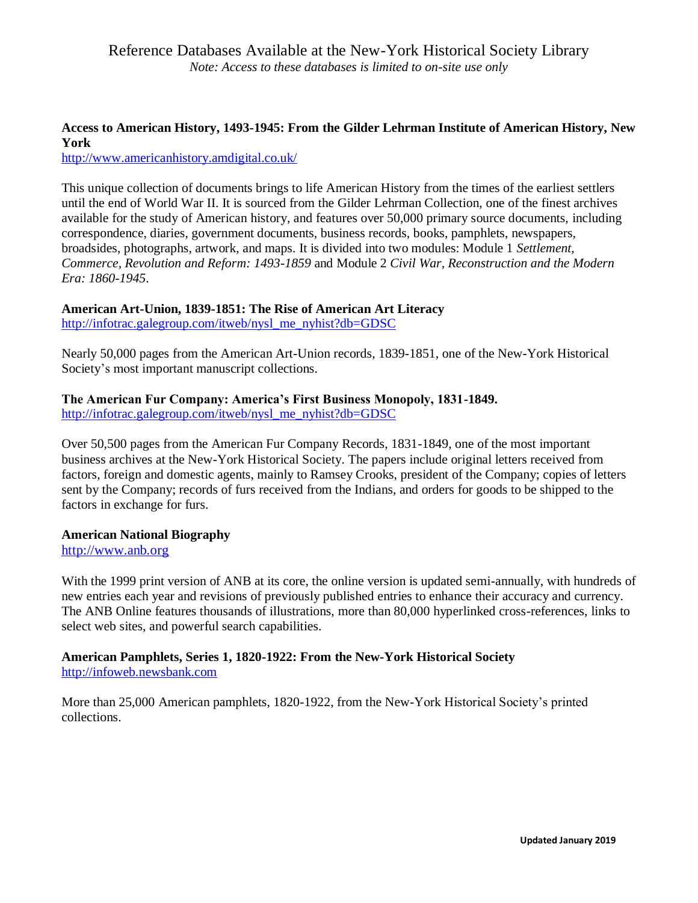# Reference Databases Available at the New-York Historical Society Library

*Note: Access to these databases is limited to on-site use only*

**Access to American History, 1493-1945: From the Gilder Lehrman Institute of American History, New York**
http://www.americanhistory.amdigital.co.uk/

This unique collection of documents brings to life American History from the times of the earliest settlers until the end of World War II. It is sourced from the Gilder Lehrman Collection, one of the finest archives available for the study of American history, and features over 50,000 primary source documents, including correspondence, diaries, government documents, business records, books, pamphlets, newspapers, broadsides, photographs, artwork, and maps. It is divided into two modules: Module 1 *Settlement, Commerce, Revolution and Reform: 1493-1859* and Module 2 *Civil War, Reconstruction and the Modern Era: 1860-1945*.

**American Art-Union, 1839-1851: The Rise of American Art Literacy**
http://infotrac.galegroup.com/itweb/nysl_me_nyhist?db=GDSC

Nearly 50,000 pages from the American Art-Union records, 1839-1851, one of the New-York Historical Society's most important manuscript collections.

**The American Fur Company: America's First Business Monopoly, 1831-1849.**
http://infotrac.galegroup.com/itweb/nysl_me_nyhist?db=GDSC

Over 50,500 pages from the American Fur Company Records, 1831-1849, one of the most important business archives at the New-York Historical Society. The papers include original letters received from factors, foreign and domestic agents, mainly to Ramsey Crooks, president of the Company; copies of letters sent by the Company; records of furs received from the Indians, and orders for goods to be shipped to the factors in exchange for furs.

**American National Biography**
http://www.anb.org

With the 1999 print version of ANB at its core, the online version is updated semi-annually, with hundreds of new entries each year and revisions of previously published entries to enhance their accuracy and currency. The ANB Online features thousands of illustrations, more than 80,000 hyperlinked cross-references, links to select web sites, and powerful search capabilities.

**American Pamphlets, Series 1, 1820-1922: From the New-York Historical Society**
http://infoweb.newsbank.com

More than 25,000 American pamphlets, 1820-1922, from the New-York Historical Society's printed collections.

**Updated January 2019**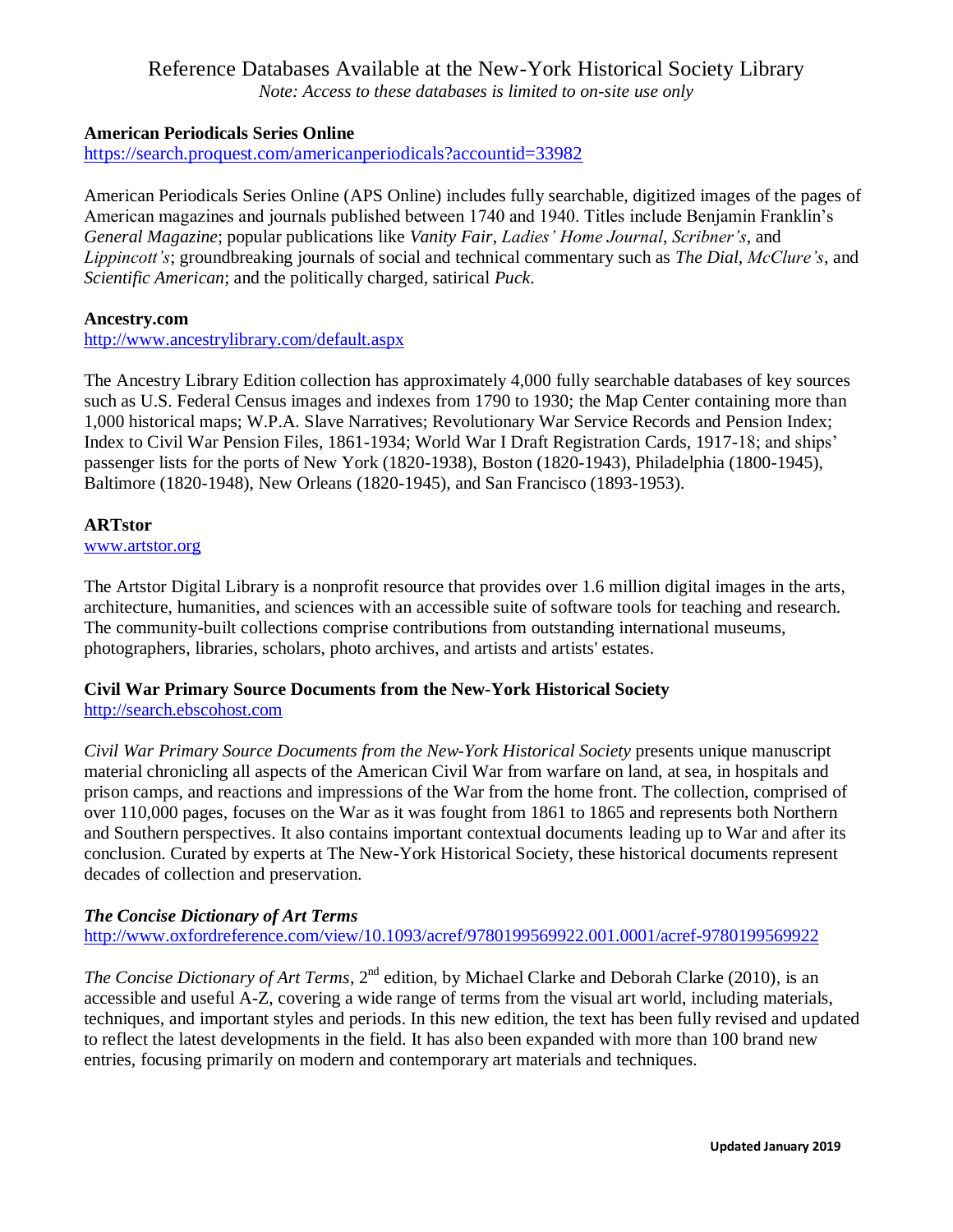# Reference Databases Available at the New-York Historical Society Library

*Note: Access to these databases is limited to on-site use only*

**American Periodicals Series Online**

https://search.proquest.com/americanperiodicals?accountid=33982

American Periodicals Series Online (APS Online) includes fully searchable, digitized images of the pages of American magazines and journals published between 1740 and 1940. Titles include Benjamin Franklin's *General Magazine*; popular publications like *Vanity Fair*, *Ladies' Home Journal*, *Scribner's*, and *Lippincott's*; groundbreaking journals of social and technical commentary such as *The Dial*, *McClure's*, and *Scientific American*; and the politically charged, satirical *Puck*.

**Ancestry.com**

http://www.ancestrylibrary.com/default.aspx

The Ancestry Library Edition collection has approximately 4,000 fully searchable databases of key sources such as U.S. Federal Census images and indexes from 1790 to 1930; the Map Center containing more than 1,000 historical maps; W.P.A. Slave Narratives; Revolutionary War Service Records and Pension Index; Index to Civil War Pension Files, 1861-1934; World War I Draft Registration Cards, 1917-18; and ships' passenger lists for the ports of New York (1820-1938), Boston (1820-1943), Philadelphia (1800-1945), Baltimore (1820-1948), New Orleans (1820-1945), and San Francisco (1893-1953).

**ARTstor**

www.artstor.org

The Artstor Digital Library is a nonprofit resource that provides over 1.6 million digital images in the arts, architecture, humanities, and sciences with an accessible suite of software tools for teaching and research. The community-built collections comprise contributions from outstanding international museums, photographers, libraries, scholars, photo archives, and artists and artists' estates.

**Civil War Primary Source Documents from the New-York Historical Society**

http://search.ebscohost.com

*Civil War Primary Source Documents from the New-York Historical Society* presents unique manuscript material chronicling all aspects of the American Civil War from warfare on land, at sea, in hospitals and prison camps, and reactions and impressions of the War from the home front. The collection, comprised of over 110,000 pages, focuses on the War as it was fought from 1861 to 1865 and represents both Northern and Southern perspectives. It also contains important contextual documents leading up to War and after its conclusion. Curated by experts at The New-York Historical Society, these historical documents represent decades of collection and preservation.

***The Concise Dictionary of Art Terms***

http://www.oxfordreference.com/view/10.1093/acref/9780199569922.001.0001/acref-9780199569922

*The Concise Dictionary of Art Terms*, 2nd edition, by Michael Clarke and Deborah Clarke (2010), is an accessible and useful A-Z, covering a wide range of terms from the visual art world, including materials, techniques, and important styles and periods. In this new edition, the text has been fully revised and updated to reflect the latest developments in the field. It has also been expanded with more than 100 brand new entries, focusing primarily on modern and contemporary art materials and techniques.

**Updated January 2019**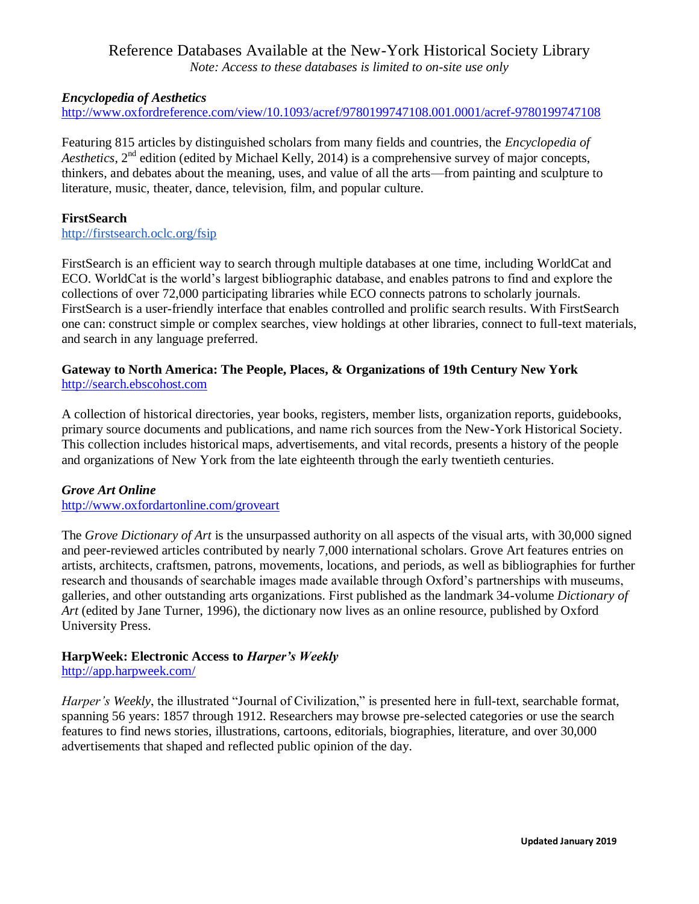# Reference Databases Available at the New-York Historical Society Library

*Note: Access to these databases is limited to on-site use only*

***Encyclopedia of Aesthetics***

http://www.oxfordreference.com/view/10.1093/acref/9780199747108.001.0001/acref-9780199747108

Featuring 815 articles by distinguished scholars from many fields and countries, the *Encyclopedia of Aesthetics*, 2nd edition (edited by Michael Kelly, 2014) is a comprehensive survey of major concepts, thinkers, and debates about the meaning, uses, and value of all the arts—from painting and sculpture to literature, music, theater, dance, television, film, and popular culture.

**FirstSearch**

http://firstsearch.oclc.org/fsip

FirstSearch is an efficient way to search through multiple databases at one time, including WorldCat and ECO. WorldCat is the world's largest bibliographic database, and enables patrons to find and explore the collections of over 72,000 participating libraries while ECO connects patrons to scholarly journals. FirstSearch is a user-friendly interface that enables controlled and prolific search results. With FirstSearch one can: construct simple or complex searches, view holdings at other libraries, connect to full-text materials, and search in any language preferred.

**Gateway to North America: The People, Places, & Organizations of 19th Century New York**

http://search.ebscohost.com

A collection of historical directories, year books, registers, member lists, organization reports, guidebooks, primary source documents and publications, and name rich sources from the New-York Historical Society. This collection includes historical maps, advertisements, and vital records, presents a history of the people and organizations of New York from the late eighteenth through the early twentieth centuries.

***Grove Art Online***

http://www.oxfordartonline.com/groveart

The *Grove Dictionary of Art* is the unsurpassed authority on all aspects of the visual arts, with 30,000 signed and peer-reviewed articles contributed by nearly 7,000 international scholars. Grove Art features entries on artists, architects, craftsmen, patrons, movements, locations, and periods, as well as bibliographies for further research and thousands of searchable images made available through Oxford's partnerships with museums, galleries, and other outstanding arts organizations. First published as the landmark 34-volume *Dictionary of Art* (edited by Jane Turner, 1996), the dictionary now lives as an online resource, published by Oxford University Press.

**HarpWeek: Electronic Access to *Harper's Weekly***

http://app.harpweek.com/

*Harper's Weekly*, the illustrated "Journal of Civilization," is presented here in full-text, searchable format, spanning 56 years: 1857 through 1912. Researchers may browse pre-selected categories or use the search features to find news stories, illustrations, cartoons, editorials, biographies, literature, and over 30,000 advertisements that shaped and reflected public opinion of the day.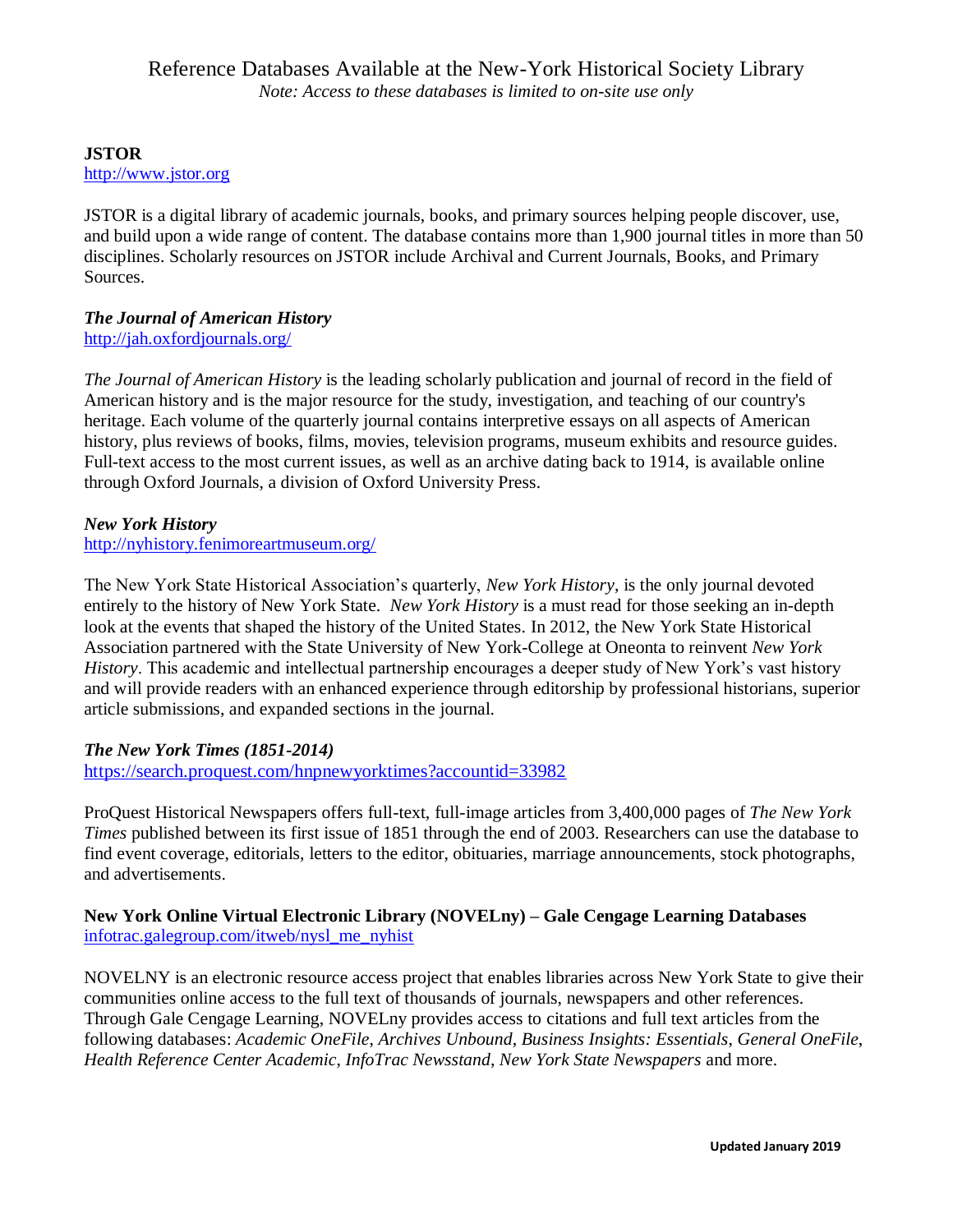# Reference Databases Available at the New-York Historical Society Library

*Note: Access to these databases is limited to on-site use only*

**JSTOR**
http://www.jstor.org

JSTOR is a digital library of academic journals, books, and primary sources helping people discover, use, and build upon a wide range of content. The database contains more than 1,900 journal titles in more than 50 disciplines. Scholarly resources on JSTOR include Archival and Current Journals, Books, and Primary Sources.

***The Journal of American History***
http://jah.oxfordjournals.org/

*The Journal of American History* is the leading scholarly publication and journal of record in the field of American history and is the major resource for the study, investigation, and teaching of our country's heritage. Each volume of the quarterly journal contains interpretive essays on all aspects of American history, plus reviews of books, films, movies, television programs, museum exhibits and resource guides. Full-text access to the most current issues, as well as an archive dating back to 1914, is available online through Oxford Journals, a division of Oxford University Press.

***New York History***
http://nyhistory.fenimoreartmuseum.org/

The New York State Historical Association's quarterly, *New York History*, is the only journal devoted entirely to the history of New York State. *New York History* is a must read for those seeking an in-depth look at the events that shaped the history of the United States. In 2012, the New York State Historical Association partnered with the State University of New York-College at Oneonta to reinvent *New York History*. This academic and intellectual partnership encourages a deeper study of New York's vast history and will provide readers with an enhanced experience through editorship by professional historians, superior article submissions, and expanded sections in the journal.

***The New York Times (1851-2014)***
https://search.proquest.com/hnpnewyorktimes?accountid=33982

ProQuest Historical Newspapers offers full-text, full-image articles from 3,400,000 pages of *The New York Times* published between its first issue of 1851 through the end of 2003. Researchers can use the database to find event coverage, editorials, letters to the editor, obituaries, marriage announcements, stock photographs, and advertisements.

**New York Online Virtual Electronic Library (NOVELny) – Gale Cengage Learning Databases**
infotrac.galegroup.com/itweb/nysl_me_nyhist

NOVELNY is an electronic resource access project that enables libraries across New York State to give their communities online access to the full text of thousands of journals, newspapers and other references. Through Gale Cengage Learning, NOVELny provides access to citations and full text articles from the following databases: *Academic OneFile*, *Archives Unbound*, *Business Insights: Essentials*, *General OneFile*, *Health Reference Center Academic*, *InfoTrac Newsstand*, *New York State Newspapers* and more.

**Updated January 2019**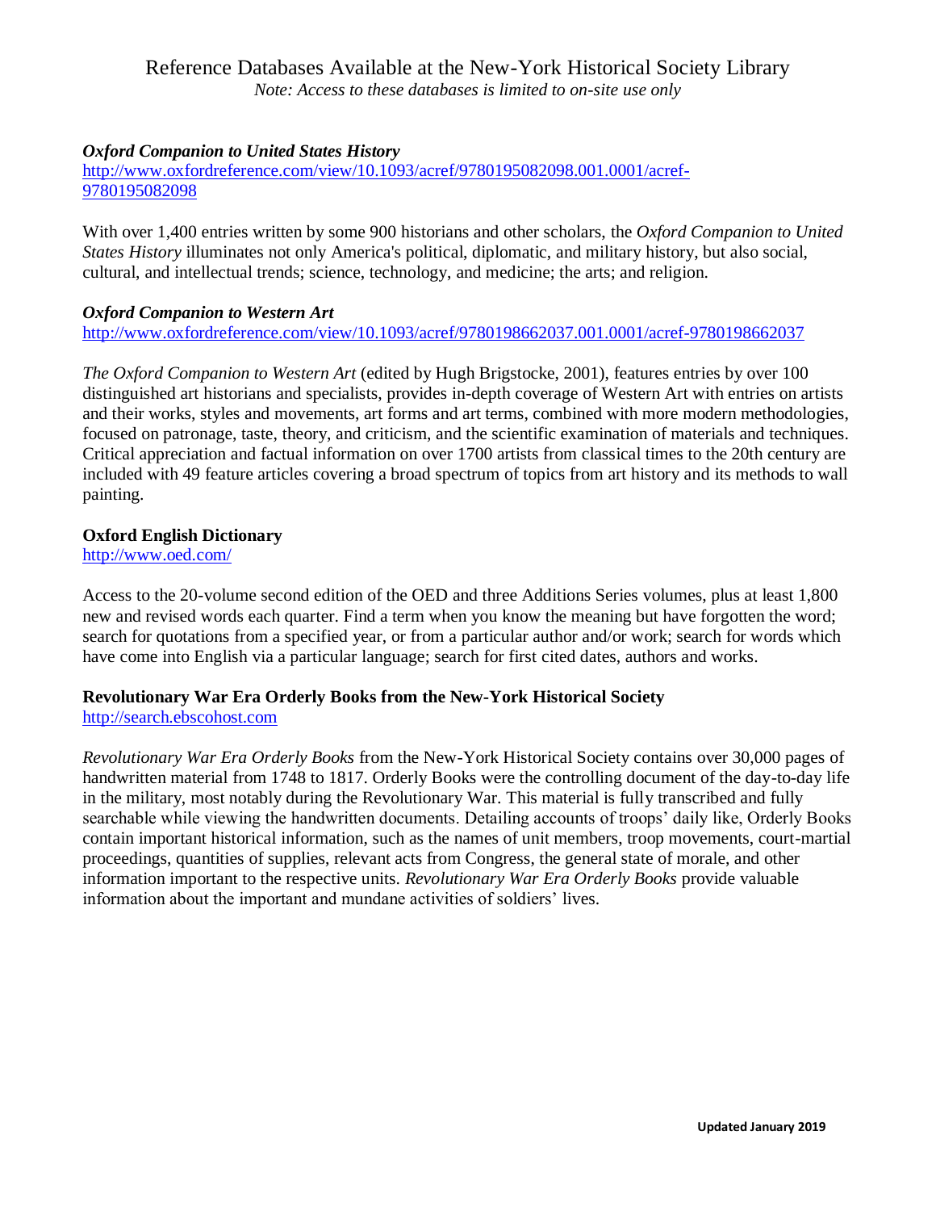# Reference Databases Available at the New-York Historical Society Library

*Note: Access to these databases is limited to on-site use only*

***Oxford Companion to United States History***

http://www.oxfordreference.com/view/10.1093/acref/9780195082098.001.0001/acref-9780195082098

With over 1,400 entries written by some 900 historians and other scholars, the *Oxford Companion to United States History* illuminates not only America's political, diplomatic, and military history, but also social, cultural, and intellectual trends; science, technology, and medicine; the arts; and religion.

***Oxford Companion to Western Art***

http://www.oxfordreference.com/view/10.1093/acref/9780198662037.001.0001/acref-9780198662037

*The Oxford Companion to Western Art* (edited by Hugh Brigstocke, 2001), features entries by over 100 distinguished art historians and specialists, provides in-depth coverage of Western Art with entries on artists and their works, styles and movements, art forms and art terms, combined with more modern methodologies, focused on patronage, taste, theory, and criticism, and the scientific examination of materials and techniques. Critical appreciation and factual information on over 1700 artists from classical times to the 20th century are included with 49 feature articles covering a broad spectrum of topics from art history and its methods to wall painting.

**Oxford English Dictionary**

http://www.oed.com/

Access to the 20-volume second edition of the OED and three Additions Series volumes, plus at least 1,800 new and revised words each quarter. Find a term when you know the meaning but have forgotten the word; search for quotations from a specified year, or from a particular author and/or work; search for words which have come into English via a particular language; search for first cited dates, authors and works.

**Revolutionary War Era Orderly Books from the New-York Historical Society**

http://search.ebscohost.com

*Revolutionary War Era Orderly Books* from the New-York Historical Society contains over 30,000 pages of handwritten material from 1748 to 1817. Orderly Books were the controlling document of the day-to-day life in the military, most notably during the Revolutionary War. This material is fully transcribed and fully searchable while viewing the handwritten documents. Detailing accounts of troops' daily like, Orderly Books contain important historical information, such as the names of unit members, troop movements, court-martial proceedings, quantities of supplies, relevant acts from Congress, the general state of morale, and other information important to the respective units. *Revolutionary War Era Orderly Books* provide valuable information about the important and mundane activities of soldiers' lives.

**Updated January 2019**